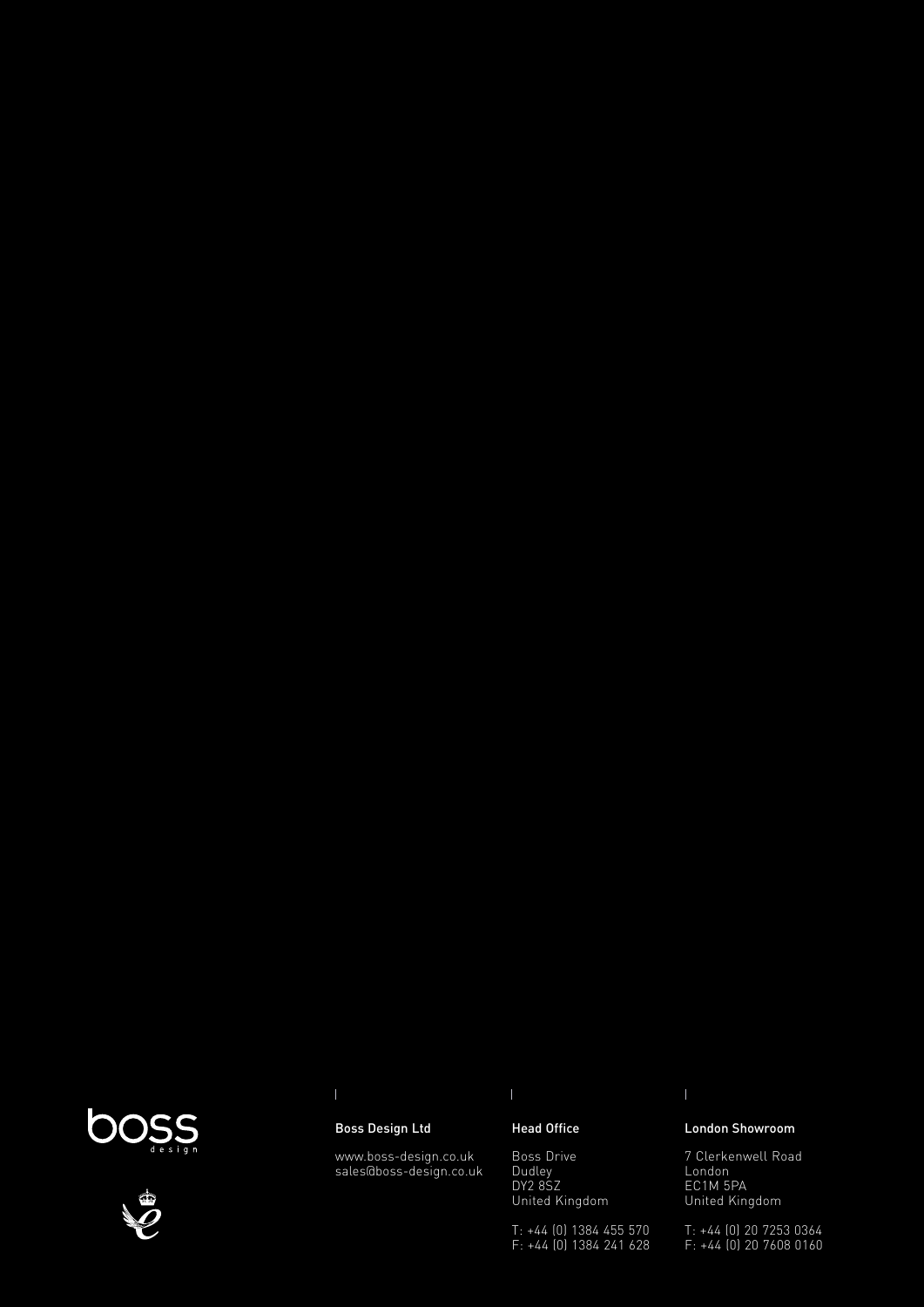boss
design

**Boss Design Ltd**

www.boss-design.co.uk
sales@boss-design.co.uk

**Head Office**

Boss Drive
Dudley
DY2 8SZ
United Kingdom

T: +44 (0) 1384 455 570
F: +44 (0) 1384 241 628

**London Showroom**

7 Clerkenwell Road
London
EC1M 5PA
United Kingdom

T: +44 (0) 20 7253 0364
F: +44 (0) 20 7608 0160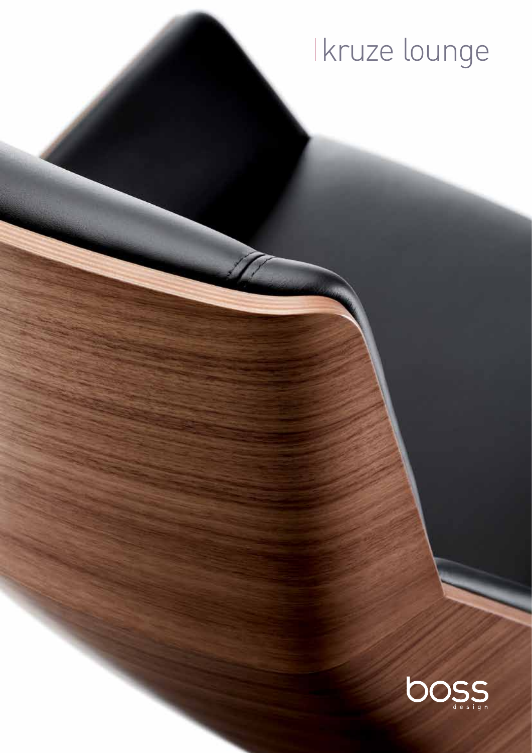# kruze lounge

boss design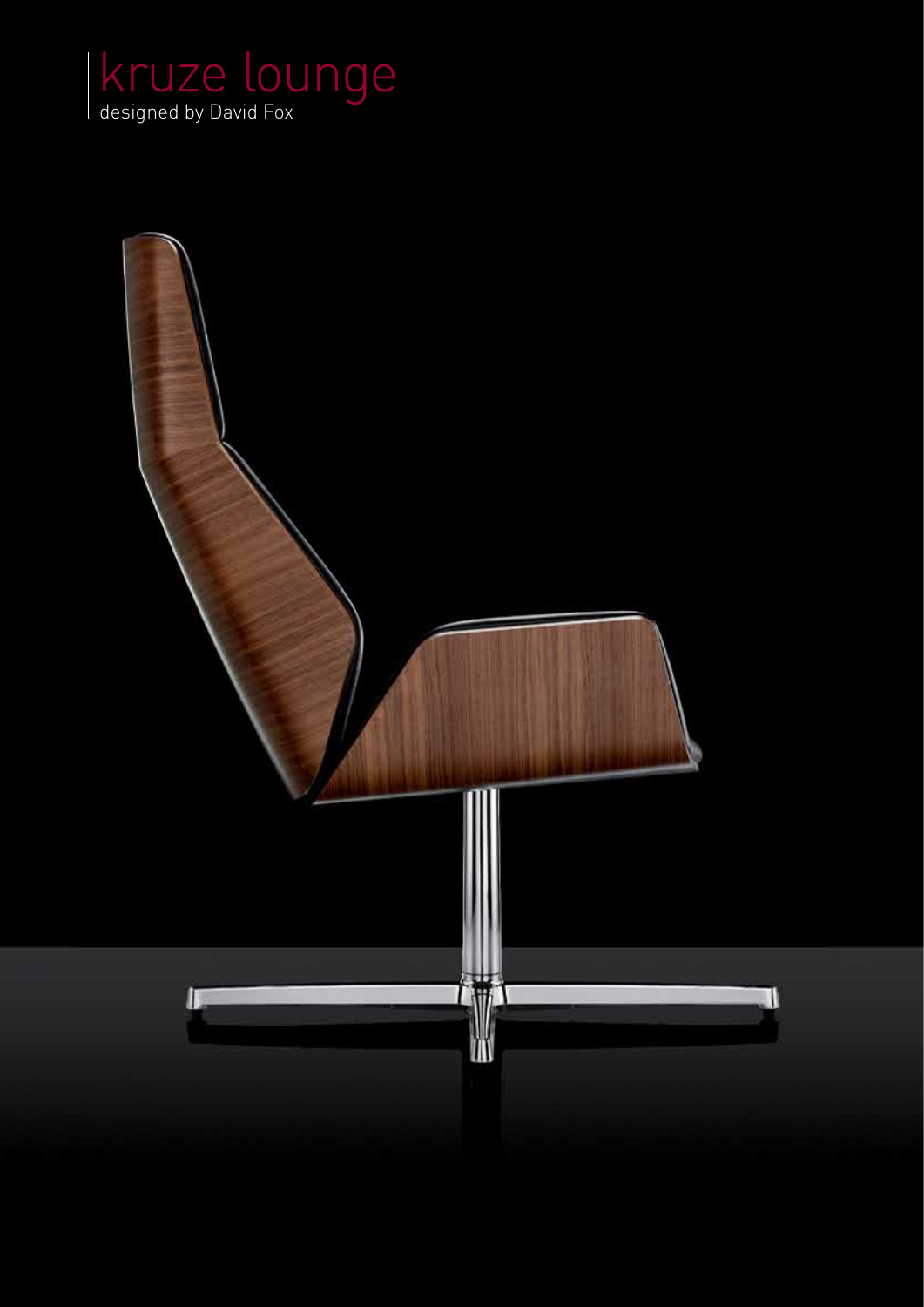# kruze lounge

designed by David Fox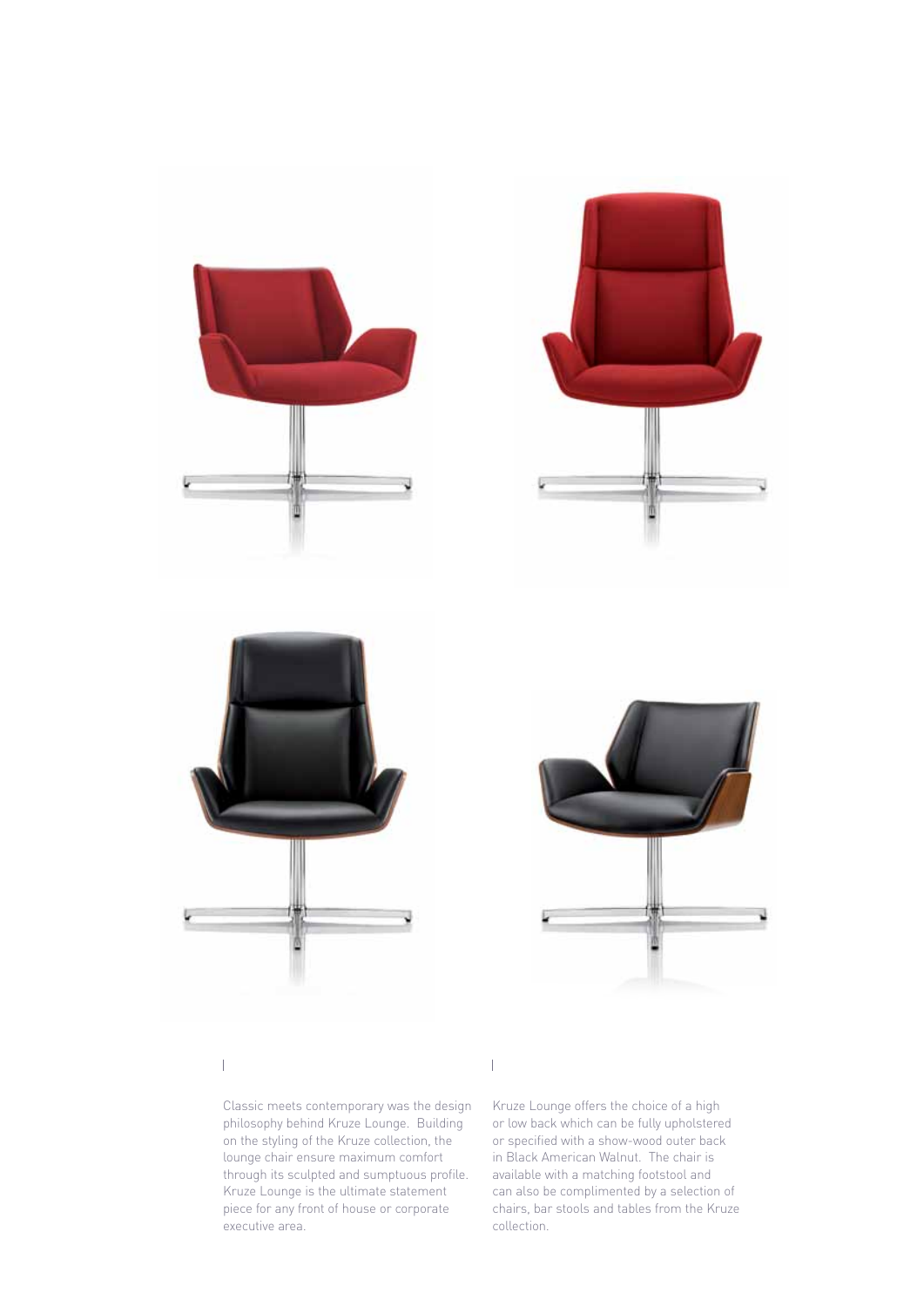Classic meets contemporary was the design philosophy behind Kruze Lounge. Building on the styling of the Kruze collection, the lounge chair ensure maximum comfort through its sculpted and sumptuous profile. Kruze Lounge is the ultimate statement piece for any front of house or corporate executive area.

Kruze Lounge offers the choice of a high or low back which can be fully upholstered or specified with a show-wood outer back in Black American Walnut. The chair is available with a matching footstool and can also be complimented by a selection of chairs, bar stools and tables from the Kruze collection.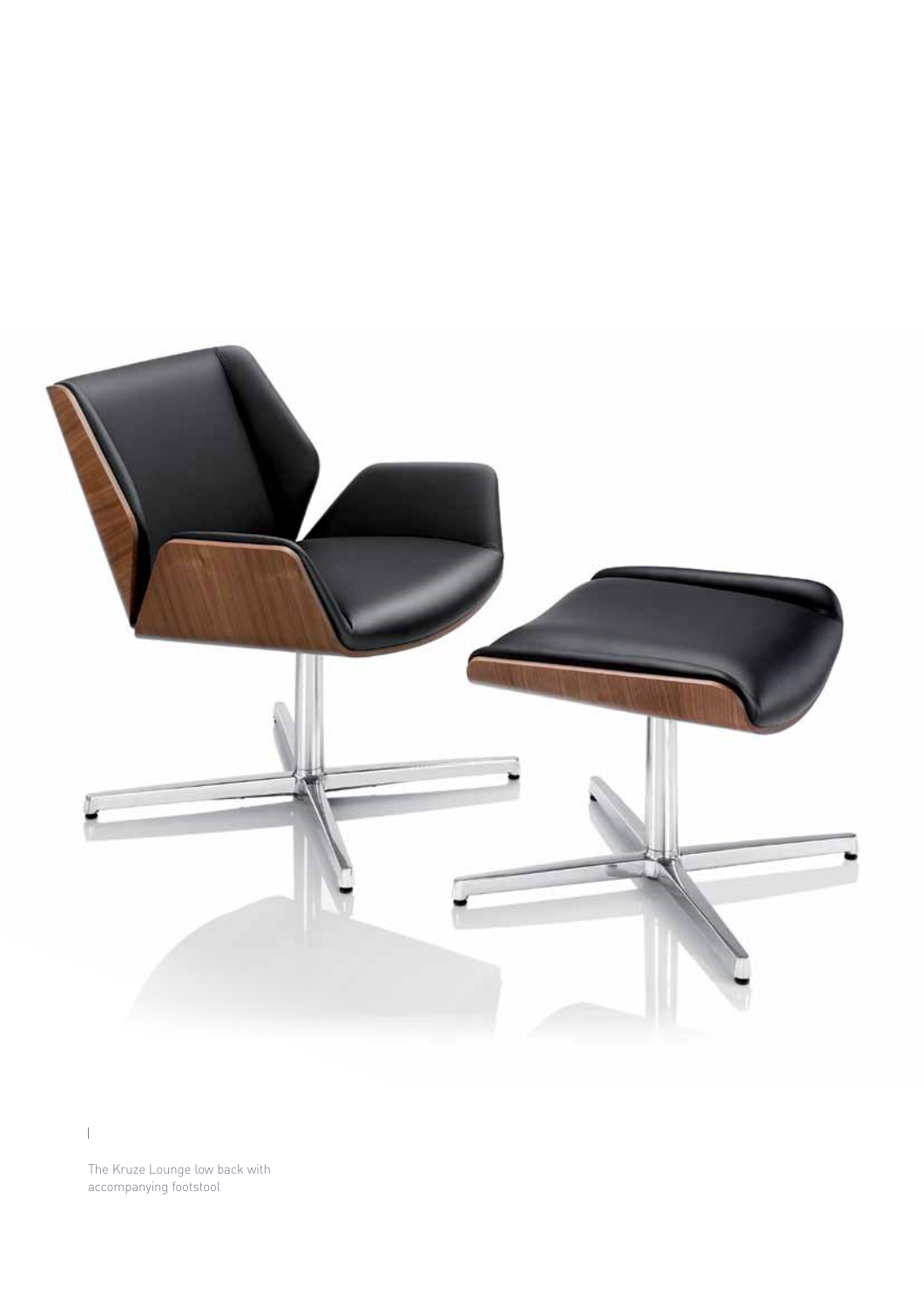The Kruze Lounge low back with accompanying footstool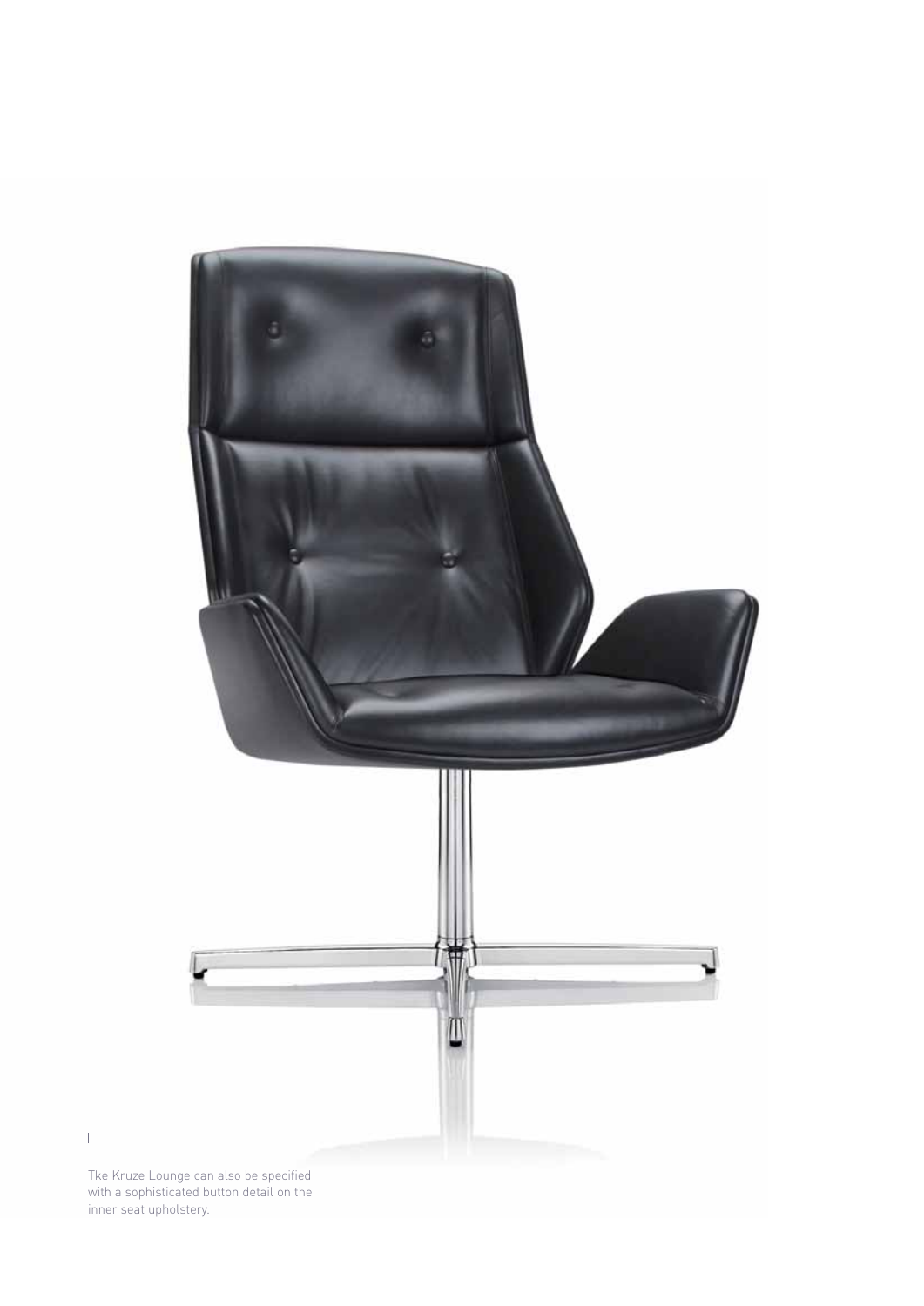Tke Kruze Lounge can also be specified with a sophisticated button detail on the inner seat upholstery.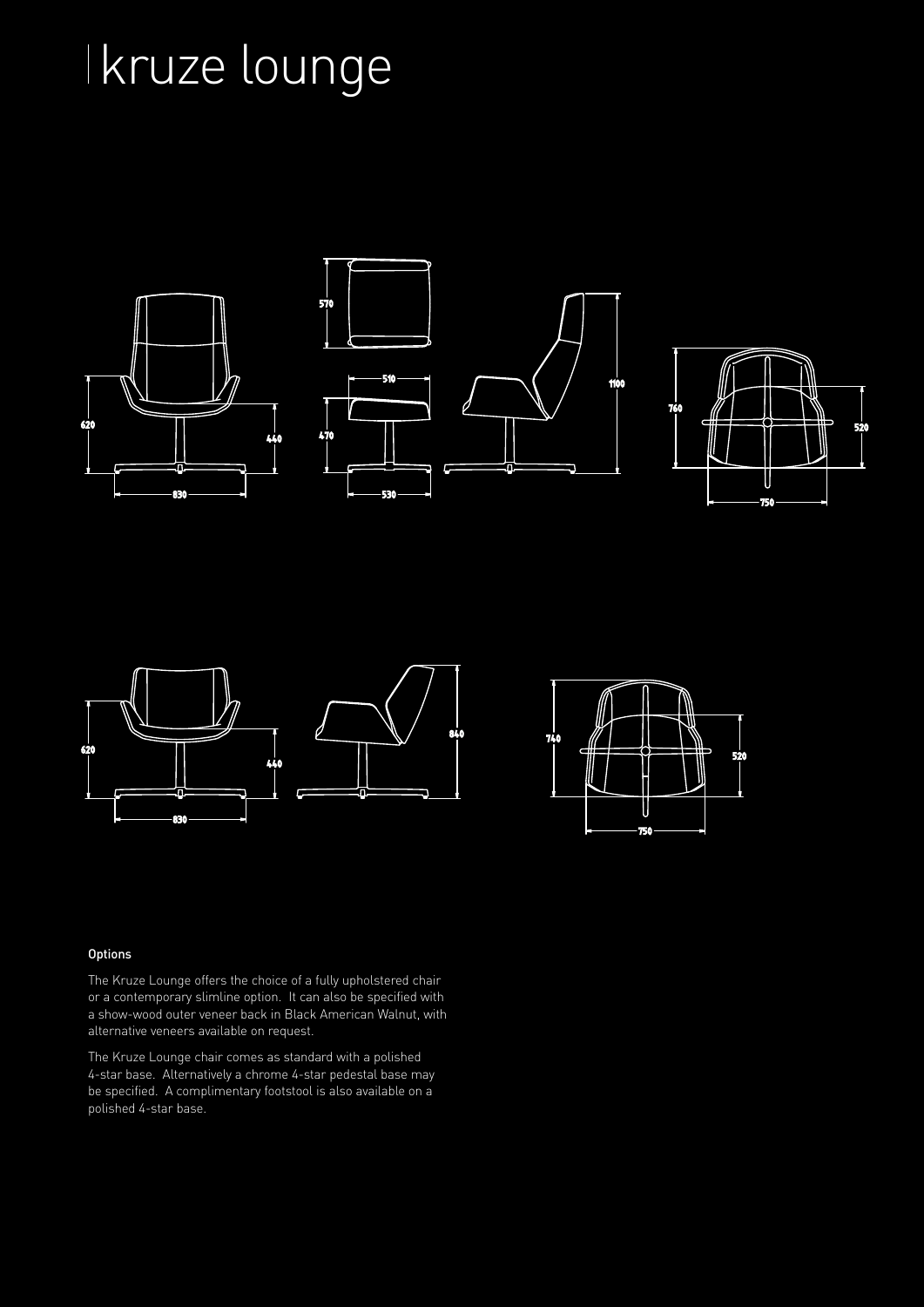# kruze lounge

570

510

1100

760

620

440

470

520

830

530

750

620

440

840

740

520

830

750

### Options

The Kruze Lounge offers the choice of a fully upholstered chair or a contemporary slimline option. It can also be specified with a show-wood outer veneer back in Black American Walnut, with alternative veneers available on request.

The Kruze Lounge chair comes as standard with a polished 4-star base. Alternatively a chrome 4-star pedestal base may be specified. A complimentary footstool is also available on a polished 4-star base.